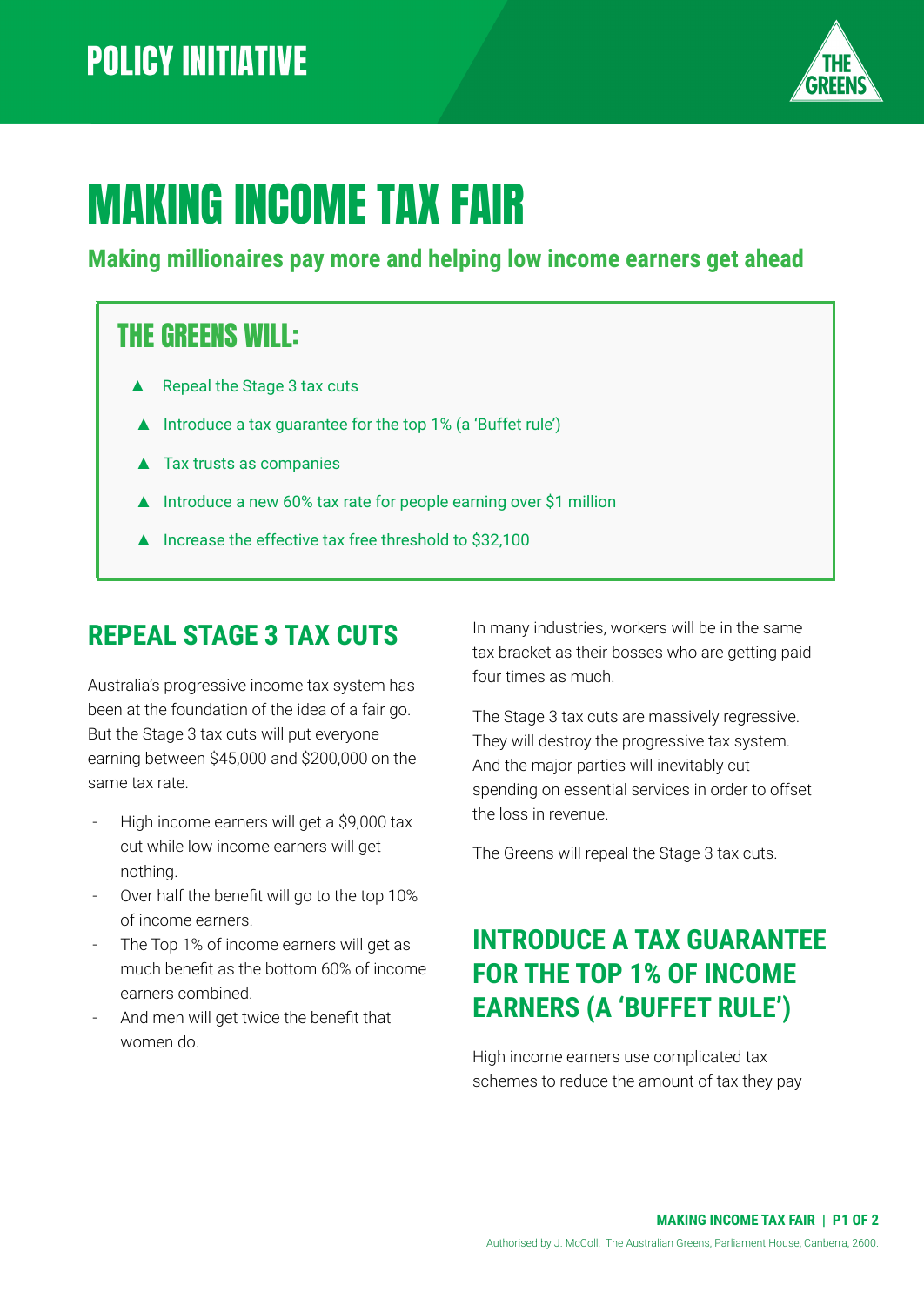POLICY INITIATIVE

# MAKING INCOME TAX FAIR

**Making millionaires pay more and helping low income earners get ahead**

## THE GREENS WILL:

- Repeal the Stage 3 tax cuts
- Introduce a tax guarantee for the top 1% (a 'Buffet rule')
- Tax trusts as companies
- Introduce a new 60% tax rate for people earning over $1 million
- Increase the effective tax free threshold to $32,100

## REPEAL STAGE 3 TAX CUTS

Australia's progressive income tax system has been at the foundation of the idea of a fair go. But the Stage 3 tax cuts will put everyone earning between $45,000 and $200,000 on the same tax rate.

- High income earners will get a $9,000 tax cut while low income earners will get nothing.
- Over half the benefit will go to the top 10% of income earners.
- The Top 1% of income earners will get as much benefit as the bottom 60% of income earners combined.
- And men will get twice the benefit that women do.

In many industries, workers will be in the same tax bracket as their bosses who are getting paid four times as much.

The Stage 3 tax cuts are massively regressive. They will destroy the progressive tax system. And the major parties will inevitably cut spending on essential services in order to offset the loss in revenue.

The Greens will repeal the Stage 3 tax cuts.

## INTRODUCE A TAX GUARANTEE FOR THE TOP 1% OF INCOME EARNERS (A 'BUFFET RULE')

High income earners use complicated tax schemes to reduce the amount of tax they pay

Authorised by J. McColl, The Australian Greens, Parliament House, Canberra, 2600.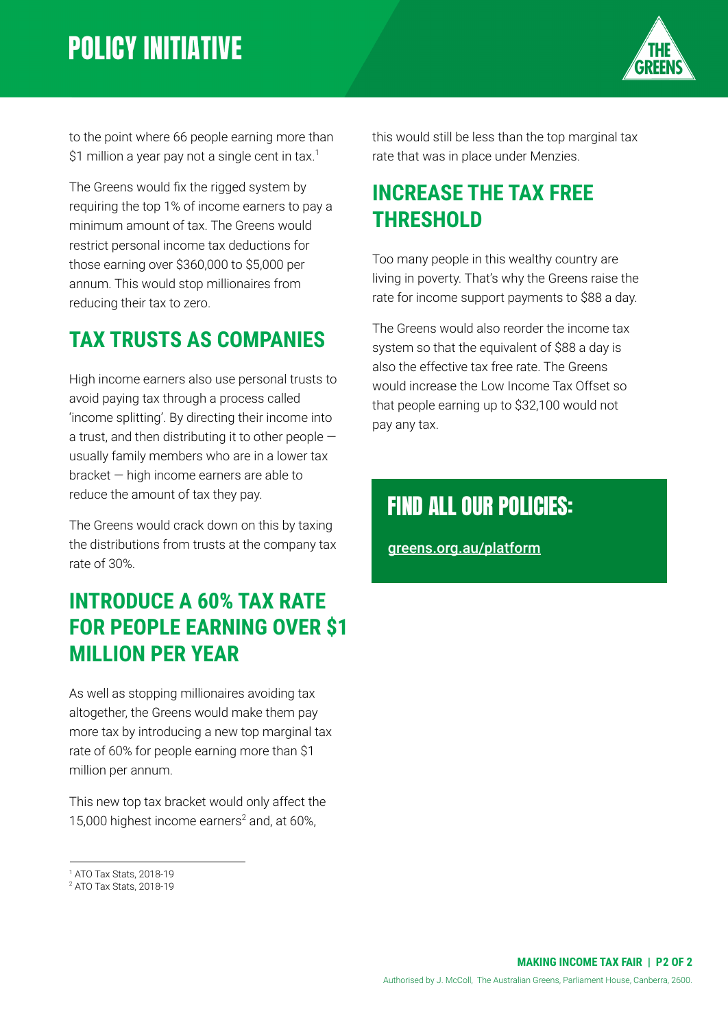to the point where 66 people earning more than $1 million a year pay not a single cent in tax.[1]

The Greens would fix the rigged system by requiring the top 1% of income earners to pay a minimum amount of tax. The Greens would restrict personal income tax deductions for those earning over $360,000 to $5,000 per annum. This would stop millionaires from reducing their tax to zero.

## TAX TRUSTS AS COMPANIES

High income earners also use personal trusts to avoid paying tax through a process called 'income splitting'. By directing their income into a trust, and then distributing it to other people — usually family members who are in a lower tax bracket — high income earners are able to reduce the amount of tax they pay.

The Greens would crack down on this by taxing the distributions from trusts at the company tax rate of 30%.

## INTRODUCE A 60% TAX RATE FOR PEOPLE EARNING OVER $1 MILLION PER YEAR

As well as stopping millionaires avoiding tax altogether, the Greens would make them pay more tax by introducing a new top marginal tax rate of 60% for people earning more than $1 million per annum.

This new top tax bracket would only affect the 15,000 highest income earners[2] and, at 60%, this would still be less than the top marginal tax rate that was in place under Menzies.

## INCREASE THE TAX FREE THRESHOLD

Too many people in this wealthy country are living in poverty. That's why the Greens raise the rate for income support payments to $88 a day.

The Greens would also reorder the income tax system so that the equivalent of $88 a day is also the effective tax free rate. The Greens would increase the Low Income Tax Offset so that people earning up to $32,100 would not pay any tax.

## FIND ALL OUR POLICIES:

greens.org.au/platform

[1] ATO Tax Stats, 2018-19
[2] ATO Tax Stats, 2018-19

Authorised by J. McColl, The Australian Greens, Parliament House, Canberra, 2600.